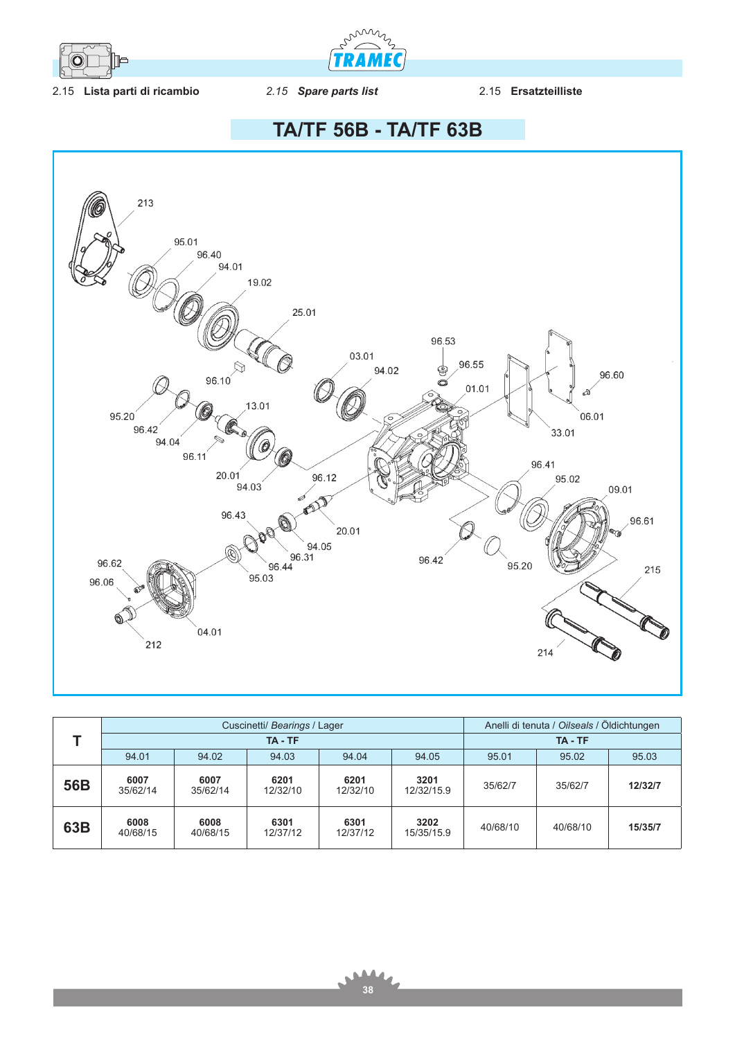2.15 **Lista parti di ricambio** 2.15 ***Spare parts list*** 2.15 **Ersatzteilliste**

# TA/TF 56B - TA/TF 63B

| T | Cuscinetti/ *Bearings* / Lager | | | | | Anelli di tenuta / *Oilseals* / Öldichtungen | | |
|---|---|---|---|---|---|---|---|---|
| | TA - TF | | | | | TA - TF | | |
| | 94.01 | 94.02 | 94.03 | 94.04 | 94.05 | 95.01 | 95.02 | 95.03 |
| **56B** | **6007** 35/62/14 | **6007** 35/62/14 | **6201** 12/32/10 | **6201** 12/32/10 | **3201** 12/32/15.9 | 35/62/7 | 35/62/7 | **12/32/7** |
| **63B** | **6008** 40/68/15 | **6008** 40/68/15 | **6301** 12/37/12 | **6301** 12/37/12 | **3202** 15/35/15.9 | 40/68/10 | 40/68/10 | **15/35/7** |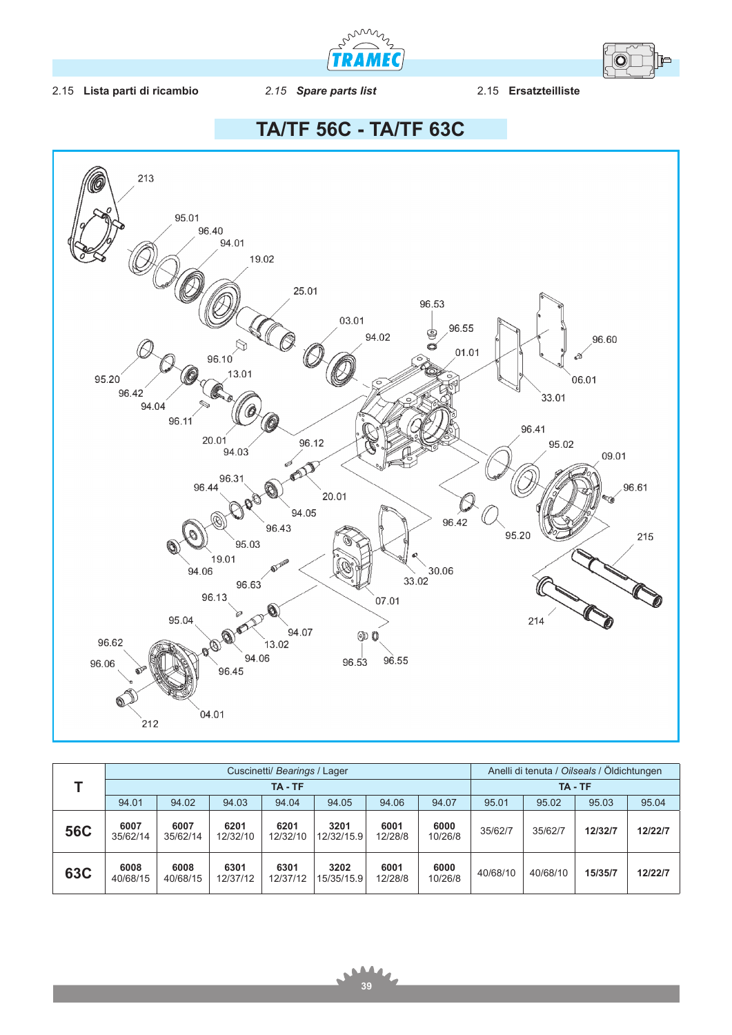2.15 **Lista parti di ricambio** 2.15 ***Spare parts list*** 2.15 **Ersatzteilliste**

# TA/TF 56C - TA/TF 63C

| T | Cuscinetti/ *Bearings* / Lager | | | | | | | Anelli di tenuta / *Oilseals* / Öldichtungen | | | |
|---|---|---|---|---|---|---|---|---|---|---|---|
| | TA - TF | | | | | | | TA - TF | | | |
| | 94.01 | 94.02 | 94.03 | 94.04 | 94.05 | 94.06 | 94.07 | 95.01 | 95.02 | 95.03 | 95.04 |
| **56C** | **6007** 35/62/14 | **6007** 35/62/14 | **6201** 12/32/10 | **6201** 12/32/10 | **3201** 12/32/15.9 | **6001** 12/28/8 | **6000** 10/26/8 | 35/62/7 | 35/62/7 | **12/32/7** | **12/22/7** |
| **63C** | **6008** 40/68/15 | **6008** 40/68/15 | **6301** 12/37/12 | **6301** 12/37/12 | **3202** 15/35/15.9 | **6001** 12/28/8 | **6000** 10/26/8 | 40/68/10 | 40/68/10 | **15/35/7** | **12/22/7** |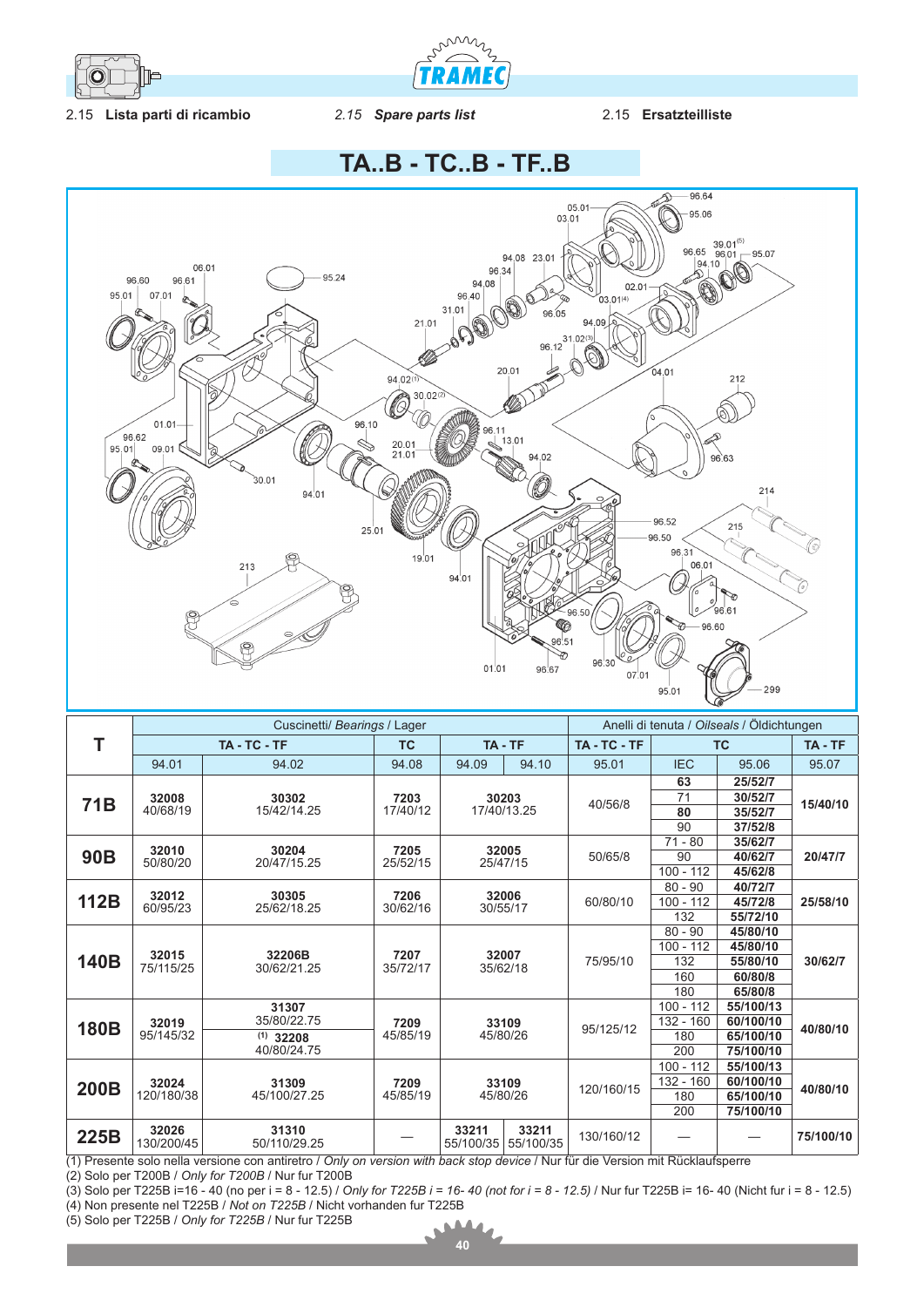2.15 **Lista parti di ricambio** — 2.15 ***Spare parts list*** — 2.15 **Ersatzteilliste**

# TA..B - TC..B - TF..B

| T | Cuscinetti/ *Bearings* / Lager | | | | | Anelli di tenuta / *Oilseals* / Öldichtungen | | | |
|---|---|---|---|---|---|---|---|---|---|
| | TA - TC - TF | | TC | TA - TF | | TA - TC - TF | TC | | TA - TF |
| | 94.01 | 94.02 | 94.08 | 94.09 | 94.10 | 95.01 | IEC | 95.06 | 95.07 |
| **71B** | **32008** 40/68/19 | **30302** 15/42/14.25 | **7203** 17/40/12 | **30203** 17/40/13.25 | | 40/56/8 | **63** | **25/52/7** | **15/40/10** |
| | | | | | | | 71 | **30/52/7** | |
| | | | | | | | **80** | **35/52/7** | |
| | | | | | | | 90 | **37/52/8** | |
| **90B** | **32010** 50/80/20 | **30204** 20/47/15.25 | **7205** 25/52/15 | **32005** 25/47/15 | | 50/65/8 | 71 - 80 | **35/62/7** | **20/47/7** |
| | | | | | | | 90 | **40/62/7** | |
| | | | | | | | 100 - 112 | **45/62/8** | |
| **112B** | **32012** 60/95/23 | **30305** 25/62/18.25 | **7206** 30/62/16 | **32006** 30/55/17 | | 60/80/10 | 80 - 90 | **40/72/7** | **25/58/10** |
| | | | | | | | 100 - 112 | **45/72/8** | |
| | | | | | | | 132 | **55/72/10** | |
| **140B** | **32015** 75/115/25 | **32206B** 30/62/21.25 | **7207** 35/72/17 | **32007** 35/62/18 | | 75/95/10 | 80 - 90 | **45/80/10** | **30/62/7** |
| | | | | | | | 100 - 112 | **45/80/10** | |
| | | | | | | | 132 | **55/80/10** | |
| | | | | | | | 160 | **60/80/8** | |
| | | | | | | | 180 | **65/80/8** | |
| **180B** | **32019** 95/145/32 | **31307** 35/80/22.75 | **7209** 45/85/19 | **33109** 45/80/26 | | 95/125/12 | 100 - 112 | **55/100/13** | **40/80/10** |
| | | (1) **32208** 40/80/24.75 | | | | | 132 - 160 | **60/100/10** | |
| | | | | | | | 180 | **65/100/10** | |
| | | | | | | | 200 | **75/100/10** | |
| **200B** | **32024** 120/180/38 | **31309** 45/100/27.25 | **7209** 45/85/19 | **33109** 45/80/26 | | 120/160/15 | 100 - 112 | **55/100/13** | **40/80/10** |
| | | | | | | | 132 - 160 | **60/100/10** | |
| | | | | | | | 180 | **65/100/10** | |
| | | | | | | | 200 | **75/100/10** | |
| **225B** | **32026** 130/200/45 | **31310** 50/110/29.25 | — | **33211** 55/100/35 | **33211** 55/100/35 | 130/160/12 | — | — | **75/100/10** |

(1) Presente solo nella versione con antiretro / *Only on version with back stop device* / Nur für die Version mit Rücklaufsperre
(2) Solo per T200B / *Only for T200B* / Nur fur T200B
(3) Solo per T225B i=16 - 40 (no per i = 8 - 12.5) / *Only for T225B i = 16- 40 (not for i = 8 - 12.5)* / Nur fur T225B i= 16- 40 (Nicht fur i = 8 - 12.5)
(4) Non presente nel T225B / *Not on T225B* / Nicht vorhanden fur T225B
(5) Solo per T225B / *Only for T225B* / Nur fur T225B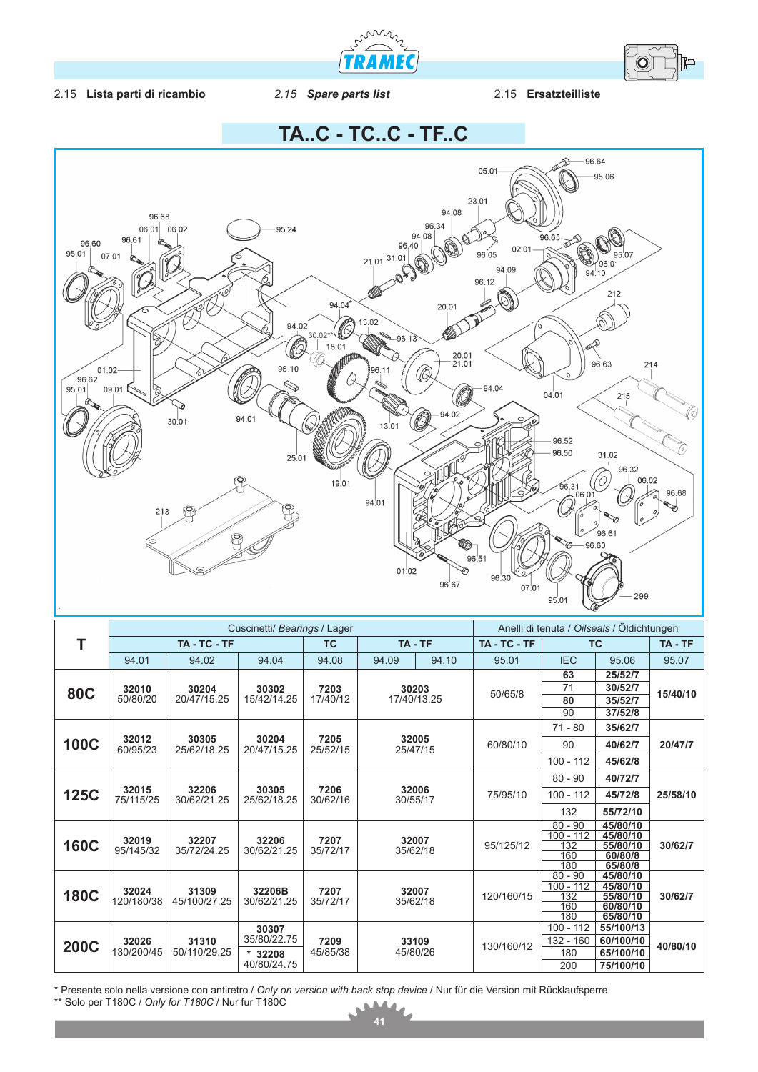2.15 **Lista parti di ricambio** 2.15 ***Spare parts list*** 2.15 **Ersatzteilliste**

# TA..C - TC..C - TF..C

| T | Cuscinetti/ *Bearings* / Lager | | | | | | Anelli di tenuta / *Oilseals* / Öldichtungen | | | |
|---|---|---|---|---|---|---|---|---|---|---|
| | TA - TC - TF | | | TC | TA - TF | | TA - TC - TF | TC | | TA - TF |
| | 94.01 | 94.02 | 94.04 | 94.08 | 94.09 | 94.10 | 95.01 | IEC | 95.06 | 95.07 |
| **80C** | **32010** 50/80/20 | **30204** 20/47/15.25 | **30302** 15/42/14.25 | **7203** 17/40/12 | **30203** 17/40/13.25 | | 50/65/8 | **63** | **25/52/7** | **15/40/10** |
| | | | | | | | | 71 | **30/52/7** | |
| | | | | | | | | **80** | **35/52/7** | |
| | | | | | | | | 90 | **37/52/8** | |
| **100C** | **32012** 60/95/23 | **30305** 25/62/18.25 | **30204** 20/47/15.25 | **7205** 25/52/15 | **32005** 25/47/15 | | 60/80/10 | 71 - 80 | **35/62/7** | **20/47/7** |
| | | | | | | | | 90 | **40/62/7** | |
| | | | | | | | | 100 - 112 | **45/62/8** | |
| **125C** | **32015** 75/115/25 | **32206** 30/62/21.25 | **30305** 25/62/18.25 | **7206** 30/62/16 | **32006** 30/55/17 | | 75/95/10 | 80 - 90 | **40/72/7** | **25/58/10** |
| | | | | | | | | 100 - 112 | **45/72/8** | |
| | | | | | | | | 132 | **55/72/10** | |
| **160C** | **32019** 95/145/32 | **32207** 35/72/24.25 | **32206** 30/62/21.25 | **7207** 35/72/17 | **32007** 35/62/18 | | 95/125/12 | 80 - 90 | **45/80/10** | **30/62/7** |
| | | | | | | | | 100 - 112 | **45/80/10** | |
| | | | | | | | | 132 | **55/80/10** | |
| | | | | | | | | 160 | **60/80/8** | |
| | | | | | | | | 180 | **65/80/8** | |
| **180C** | **32024** 120/180/38 | **31309** 45/100/27.25 | **32206B** 30/62/21.25 | **7207** 35/72/17 | **32007** 35/62/18 | | 120/160/15 | 80 - 90 | **45/80/10** | **30/62/7** |
| | | | | | | | | 100 - 112 | **45/80/10** | |
| | | | | | | | | 132 | **55/80/10** | |
| | | | | | | | | 160 | **60/80/10** | |
| | | | | | | | | 180 | **65/80/10** | |
| **200C** | **32026** 130/200/45 | **31310** 50/110/29.25 | **30307** 35/80/22.75 * **32208** 40/80/24.75 | **7209** 45/85/38 | **33109** 45/80/26 | | 130/160/12 | 100 - 112 | **55/100/13** | **40/80/10** |
| | | | | | | | | 132 - 160 | **60/100/10** | |
| | | | | | | | | 180 | **65/100/10** | |
| | | | | | | | | 200 | **75/100/10** | |

\* Presente solo nella versione con antiretro / *Only on version with back stop device* / Nur für die Version mit Rücklaufsperre
** Solo per T180C / *Only for T180C* / Nur fur T180C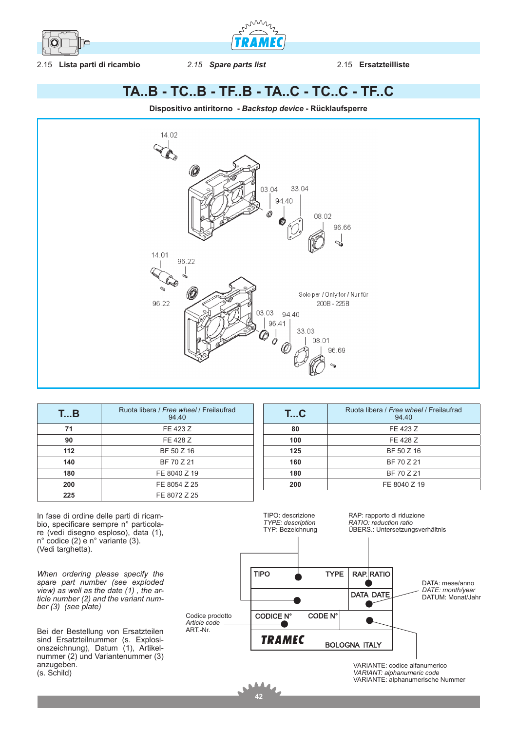2.15 **Lista parti di ricambio** — 2.15 ***Spare parts list*** — 2.15 **Ersatzteilliste**

# TA..B - TC..B - TF..B - TA..C - TC..C - TF..C

**Dispositivo antiritorno** - ***Backstop device*** - **Rücklaufsperre**

14.02
03.04
33.04
94.40
08.02
96.66
14.01
96.22
96.22
Solo per / Only for / Nur für
200B - 225B
03.03
94.40
96.41
33.03
08.01
96.69

| T...B | Ruota libera / *Free wheel* / Freilaufrad 94.40 |
|---|---|
| **71** | FE 423 Z |
| **90** | FE 428 Z |
| **112** | BF 50 Z 16 |
| **140** | BF 70 Z 21 |
| **180** | FE 8040 Z 19 |
| **200** | FE 8054 Z 25 |
| **225** | FE 8072 Z 25 |

| T...C | Ruota libera / *Free wheel* / Freilaufrad 94.40 |
|---|---|
| **80** | FE 423 Z |
| **100** | FE 428 Z |
| **125** | BF 50 Z 16 |
| **160** | BF 70 Z 21 |
| **180** | BF 70 Z 21 |
| **200** | FE 8040 Z 19 |

In fase di ordine delle parti di ricambio, specificare sempre n° particolare (vedi disegno esploso), data (1), n° codice (2) e n° variante (3). (Vedi targhetta).

*When ordering please specify the spare part number (see exploded view) as well as the date (1) , the article number (2) and the variant number (3) (see plate)*

Bei der Bestellung von Ersatzteilen sind Ersatzteilnummer (s. Explosionszeichnung), Datum (1), Artikelnummer (2) und Variantennummer (3) anzugeben. (s. Schild)

TIPO: descrizione
*TYPE: description*
TYP: Bezeichnung

RAP: rapporto di riduzione
*RATIO: reduction ratio*
ÜBERS.: Untersetzungsverhältnis

TIPO TYPE | RAP. RATIO | DATA DATE | CODICE N° CODE N° | TRAMEC BOLOGNA ITALY

DATA: mese/anno
*DATE: month/year*
DATUM: Monat/Jahr

Codice prodotto
*Article code*
ART.-Nr.

VARIANTE: codice alfanumerico
*VARIANT: alphanumeric code*
VARIANTE: alphanumerische Nummer